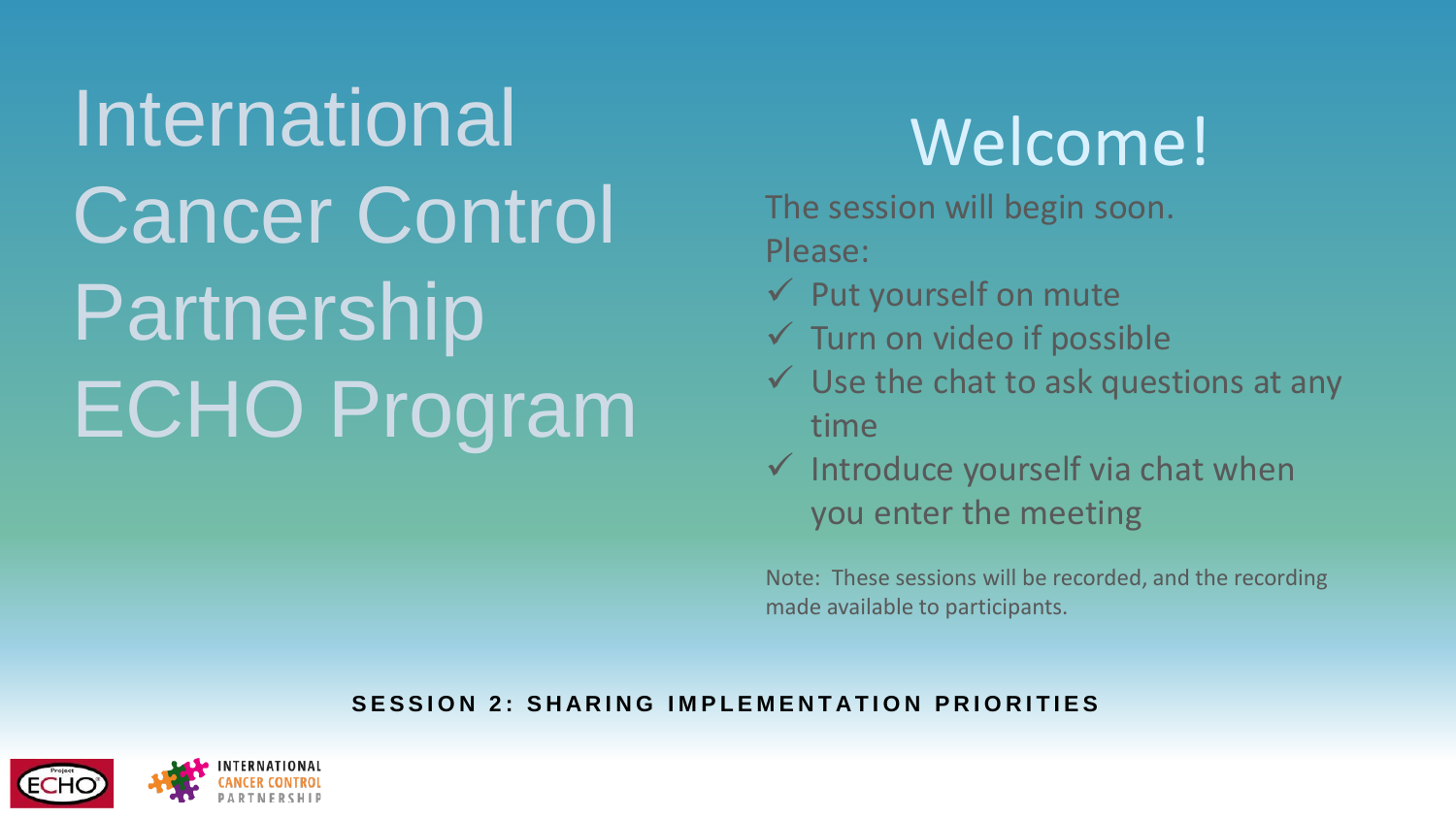# International Cancer Control Partnership ECHO Program

## Welcome!

The session will begin soon.

Please:

- ✓ Put yourself on mute
- ✓ Turn on video if possible
- ✓ Use the chat to ask questions at any time
- ✓ Introduce yourself via chat when you enter the meeting

Note: These sessions will be recorded, and the recording made available to participants.

**SESSION 2: SHARING IMPLEMENTATION PRIORITIES**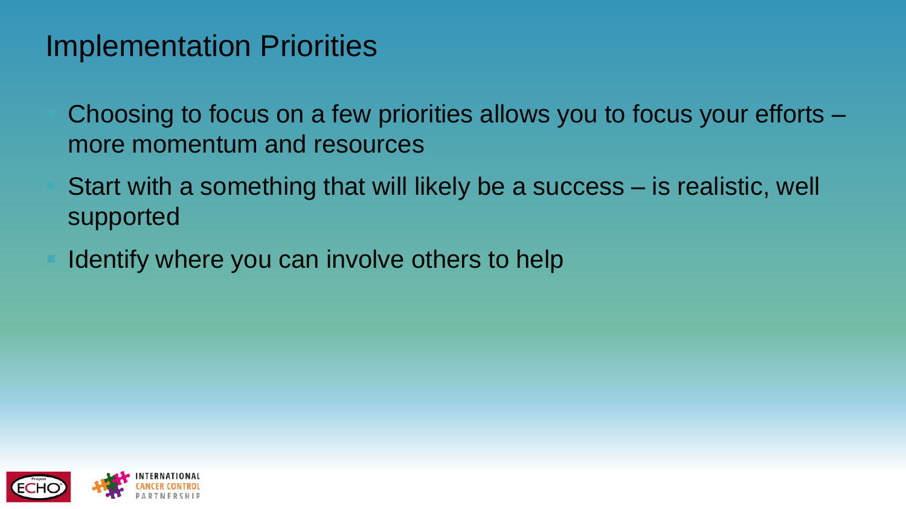# Implementation Priorities

- Choosing to focus on a few priorities allows you to focus your efforts – more momentum and resources
- Start with a something that will likely be a success – is realistic, well supported
- Identify where you can involve others to help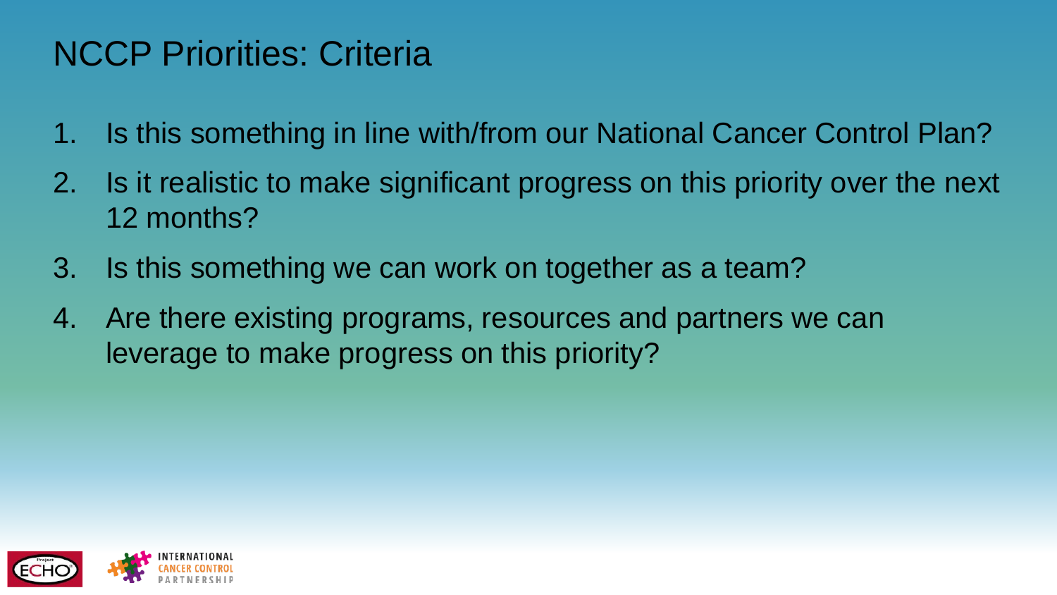# NCCP Priorities: Criteria

1. Is this something in line with/from our National Cancer Control Plan?
2. Is it realistic to make significant progress on this priority over the next 12 months?
3. Is this something we can work on together as a team?
4. Are there existing programs, resources and partners we can leverage to make progress on this priority?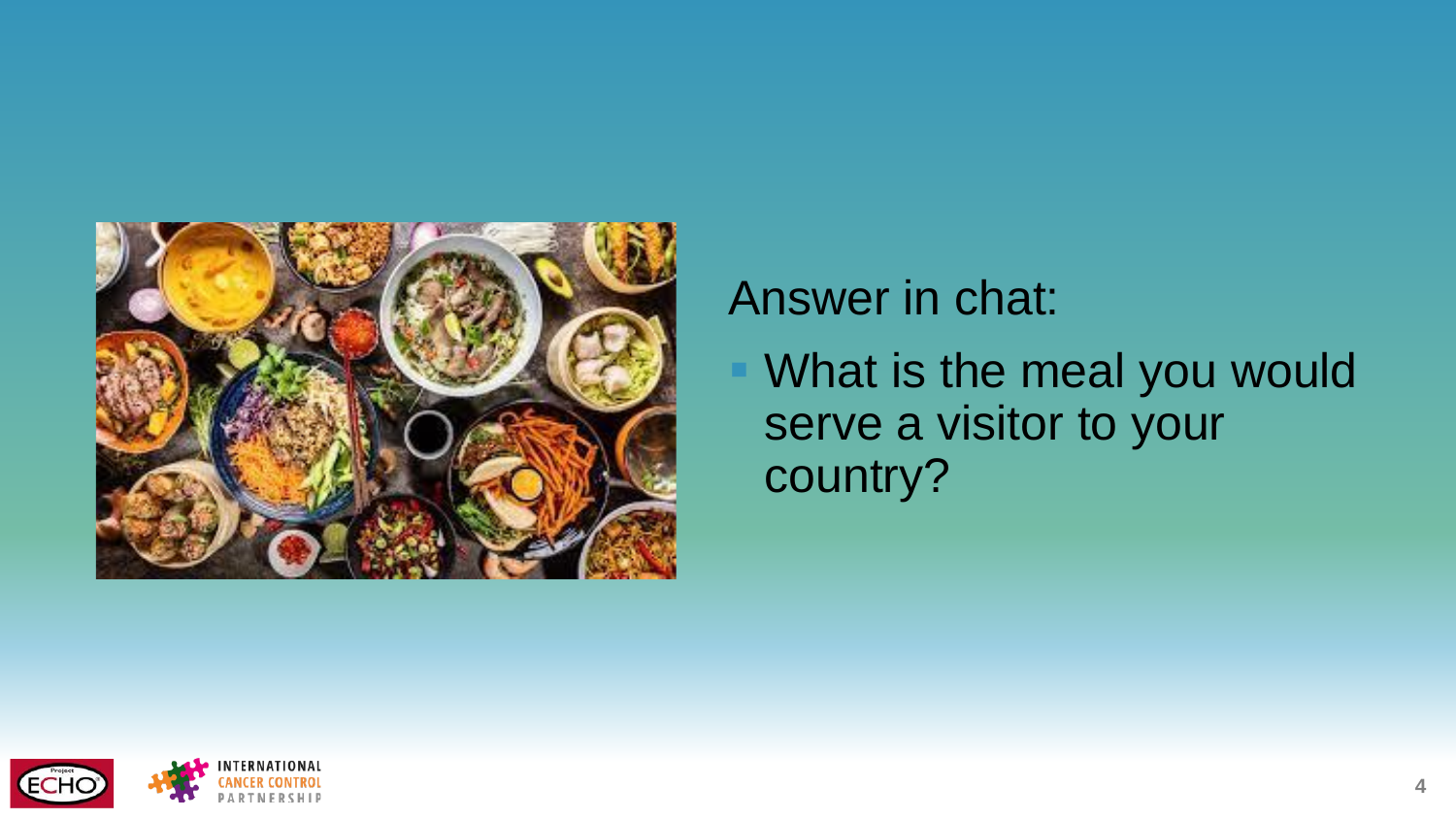Answer in chat:

- What is the meal you would serve a visitor to your country?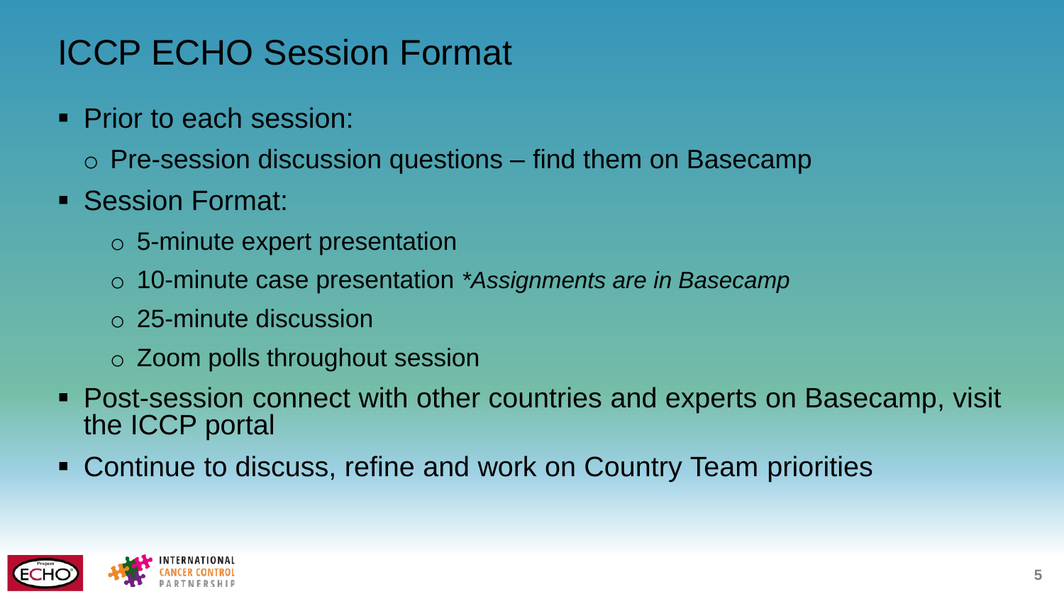# ICCP ECHO Session Format

- Prior to each session:
  - Pre-session discussion questions – find them on Basecamp
- Session Format:
  - 5-minute expert presentation
  - 10-minute case presentation *\*Assignments are in Basecamp*
  - 25-minute discussion
  - Zoom polls throughout session
- Post-session connect with other countries and experts on Basecamp, visit the ICCP portal
- Continue to discuss, refine and work on Country Team priorities